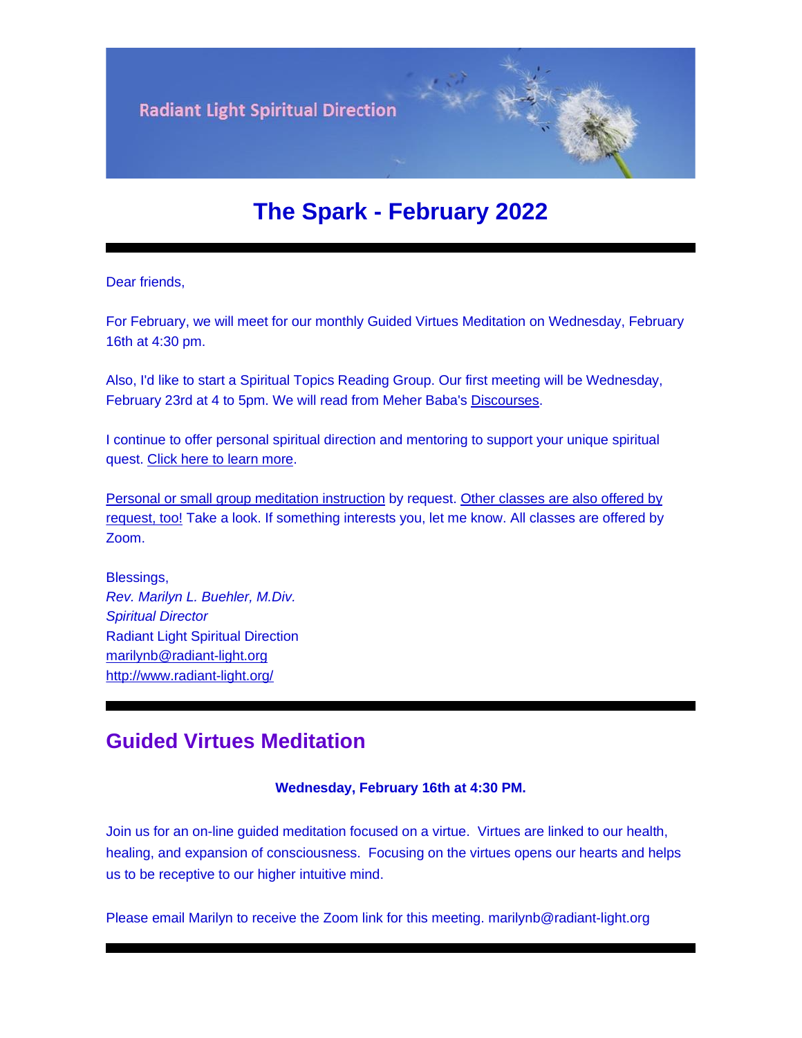Radiant Light Spiritual Direction

# The Spark - February 2022

---

Dear friends,

For February, we will meet for our monthly Guided Virtues Meditation on Wednesday, February 16th at 4:30 pm.

Also, I'd like to start a Spiritual Topics Reading Group. Our first meeting will be Wednesday, February 23rd at 4 to 5pm. We will read from Meher Baba's Discourses.

I continue to offer personal spiritual direction and mentoring to support your unique spiritual quest. Click here to learn more.

Personal or small group meditation instruction by request. Other classes are also offered by request, too! Take a look. If something interests you, let me know. All classes are offered by Zoom.

Blessings,
*Rev. Marilyn L. Buehler, M.Div.*
*Spiritual Director*
Radiant Light Spiritual Direction
marilynb@radiant-light.org
http://www.radiant-light.org/

---

## Guided Virtues Meditation

**Wednesday, February 16th at 4:30 PM.**

Join us for an on-line guided meditation focused on a virtue. Virtues are linked to our health, healing, and expansion of consciousness. Focusing on the virtues opens our hearts and helps us to be receptive to our higher intuitive mind.

Please email Marilyn to receive the Zoom link for this meeting. marilynb@radiant-light.org

---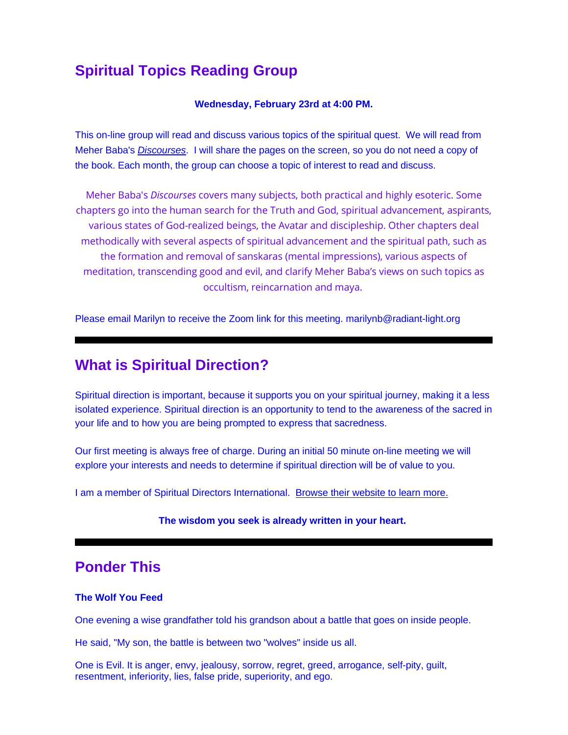## Spiritual Topics Reading Group

**Wednesday, February 23rd at 4:00 PM.**

This on-line group will read and discuss various topics of the spiritual quest. We will read from Meher Baba's *Discourses*. I will share the pages on the screen, so you do not need a copy of the book. Each month, the group can choose a topic of interest to read and discuss.

Meher Baba's *Discourses* covers many subjects, both practical and highly esoteric. Some chapters go into the human search for the Truth and God, spiritual advancement, aspirants, various states of God-realized beings, the Avatar and discipleship. Other chapters deal methodically with several aspects of spiritual advancement and the spiritual path, such as the formation and removal of sanskaras (mental impressions), various aspects of meditation, transcending good and evil, and clarify Meher Baba's views on such topics as occultism, reincarnation and maya.

Please email Marilyn to receive the Zoom link for this meeting. marilynb@radiant-light.org

---

## What is Spiritual Direction?

Spiritual direction is important, because it supports you on your spiritual journey, making it a less isolated experience. Spiritual direction is an opportunity to tend to the awareness of the sacred in your life and to how you are being prompted to express that sacredness.

Our first meeting is always free of charge. During an initial 50 minute on-line meeting we will explore your interests and needs to determine if spiritual direction will be of value to you.

I am a member of Spiritual Directors International. Browse their website to learn more.

**The wisdom you seek is already written in your heart.**

---

## Ponder This

**The Wolf You Feed**

One evening a wise grandfather told his grandson about a battle that goes on inside people.

He said, "My son, the battle is between two "wolves" inside us all.

One is Evil. It is anger, envy, jealousy, sorrow, regret, greed, arrogance, self-pity, guilt, resentment, inferiority, lies, false pride, superiority, and ego.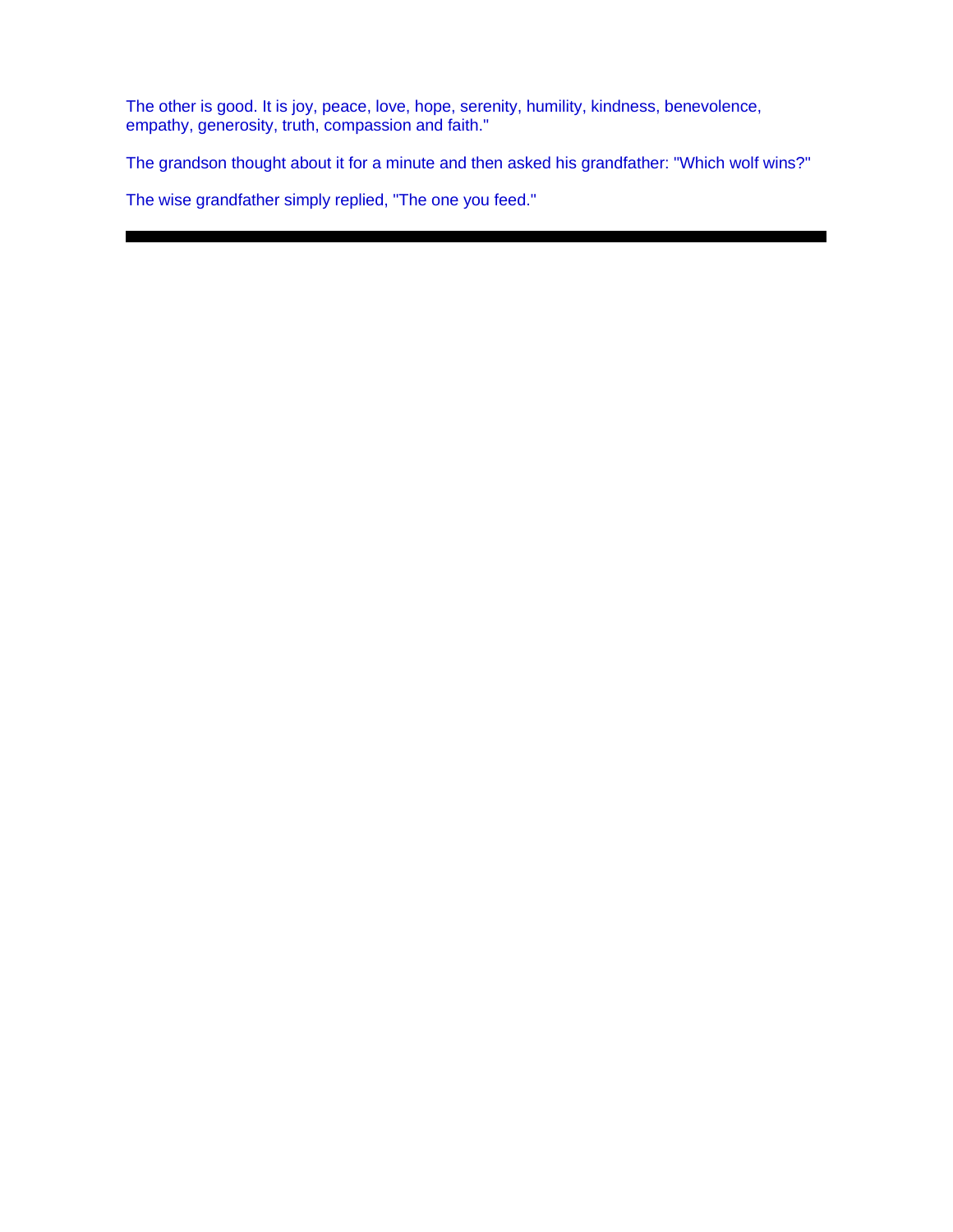The other is good. It is joy, peace, love, hope, serenity, humility, kindness, benevolence, empathy, generosity, truth, compassion and faith."

The grandson thought about it for a minute and then asked his grandfather: "Which wolf wins?"

The wise grandfather simply replied, "The one you feed."

---